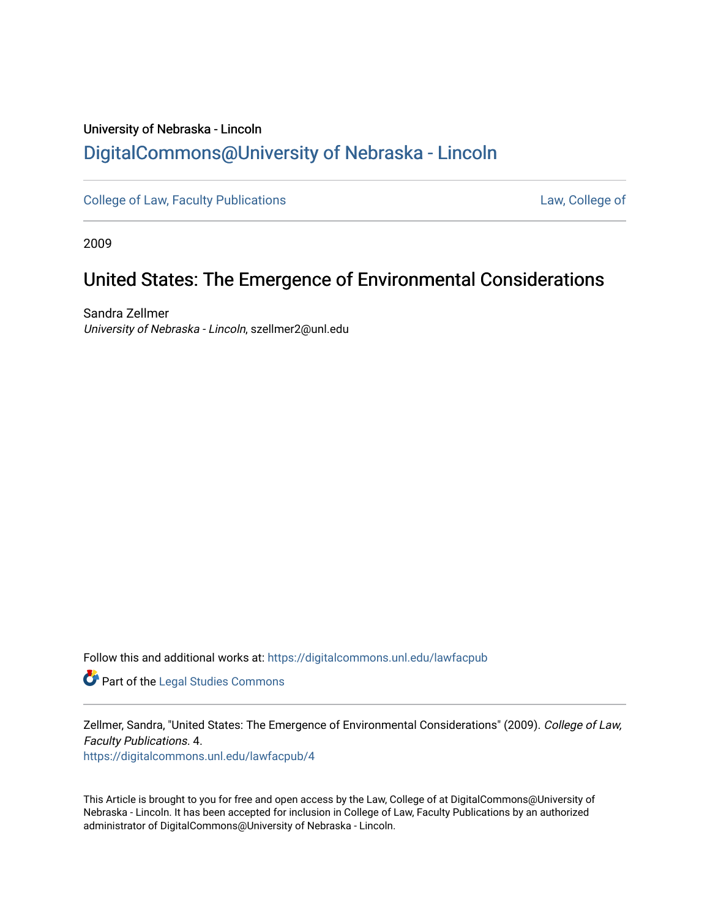University of Nebraska - Lincoln

## DigitalCommons@University of Nebraska - Lincoln

College of Law, Faculty Publications

Law, College of

2009

# United States: The Emergence of Environmental Considerations

Sandra Zellmer

*University of Nebraska - Lincoln*, szellmer2@unl.edu

Follow this and additional works at: https://digitalcommons.unl.edu/lawfacpub

Part of the Legal Studies Commons

Zellmer, Sandra, "United States: The Emergence of Environmental Considerations" (2009). *College of Law, Faculty Publications*. 4.

https://digitalcommons.unl.edu/lawfacpub/4

This Article is brought to you for free and open access by the Law, College of at DigitalCommons@University of Nebraska - Lincoln. It has been accepted for inclusion in College of Law, Faculty Publications by an authorized administrator of DigitalCommons@University of Nebraska - Lincoln.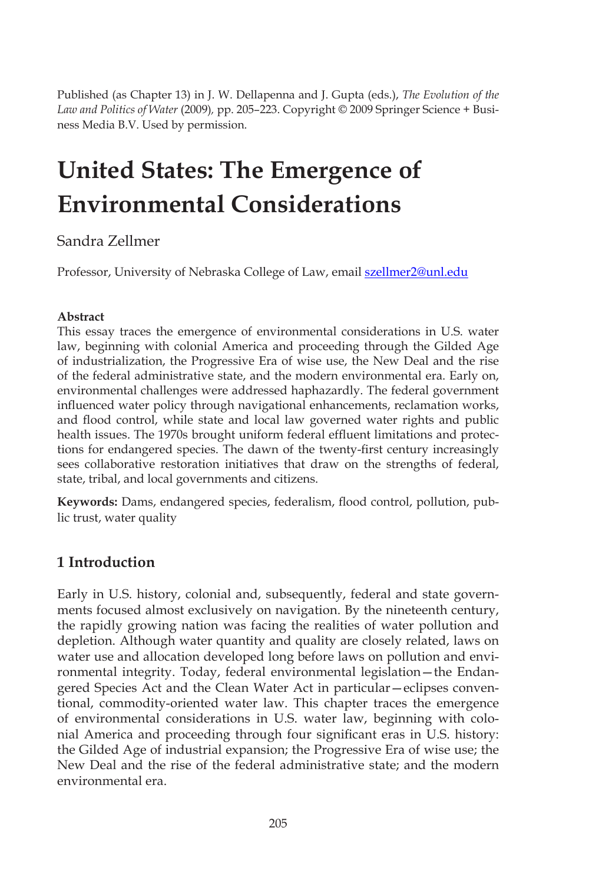Published (as Chapter 13) in J. W. Dellapenna and J. Gupta (eds.), *The Evolution of the Law and Politics of Water* (2009), pp. 205–223. Copyright © 2009 Springer Science + Business Media B.V. Used by permission.

# United States: The Emergence of Environmental Considerations

Sandra Zellmer

Professor, University of Nebraska College of Law, email szellmer2@unl.edu

**Abstract**

This essay traces the emergence of environmental considerations in U.S. water law, beginning with colonial America and proceeding through the Gilded Age of industrialization, the Progressive Era of wise use, the New Deal and the rise of the federal administrative state, and the modern environmental era. Early on, environmental challenges were addressed haphazardly. The federal government influenced water policy through navigational enhancements, reclamation works, and flood control, while state and local law governed water rights and public health issues. The 1970s brought uniform federal effluent limitations and protections for endangered species. The dawn of the twenty-first century increasingly sees collaborative restoration initiatives that draw on the strengths of federal, state, tribal, and local governments and citizens.

**Keywords:** Dams, endangered species, federalism, flood control, pollution, public trust, water quality

## 1 Introduction

Early in U.S. history, colonial and, subsequently, federal and state governments focused almost exclusively on navigation. By the nineteenth century, the rapidly growing nation was facing the realities of water pollution and depletion. Although water quantity and quality are closely related, laws on water use and allocation developed long before laws on pollution and environmental integrity. Today, federal environmental legislation—the Endangered Species Act and the Clean Water Act in particular—eclipses conventional, commodity-oriented water law. This chapter traces the emergence of environmental considerations in U.S. water law, beginning with colonial America and proceeding through four significant eras in U.S. history: the Gilded Age of industrial expansion; the Progressive Era of wise use; the New Deal and the rise of the federal administrative state; and the modern environmental era.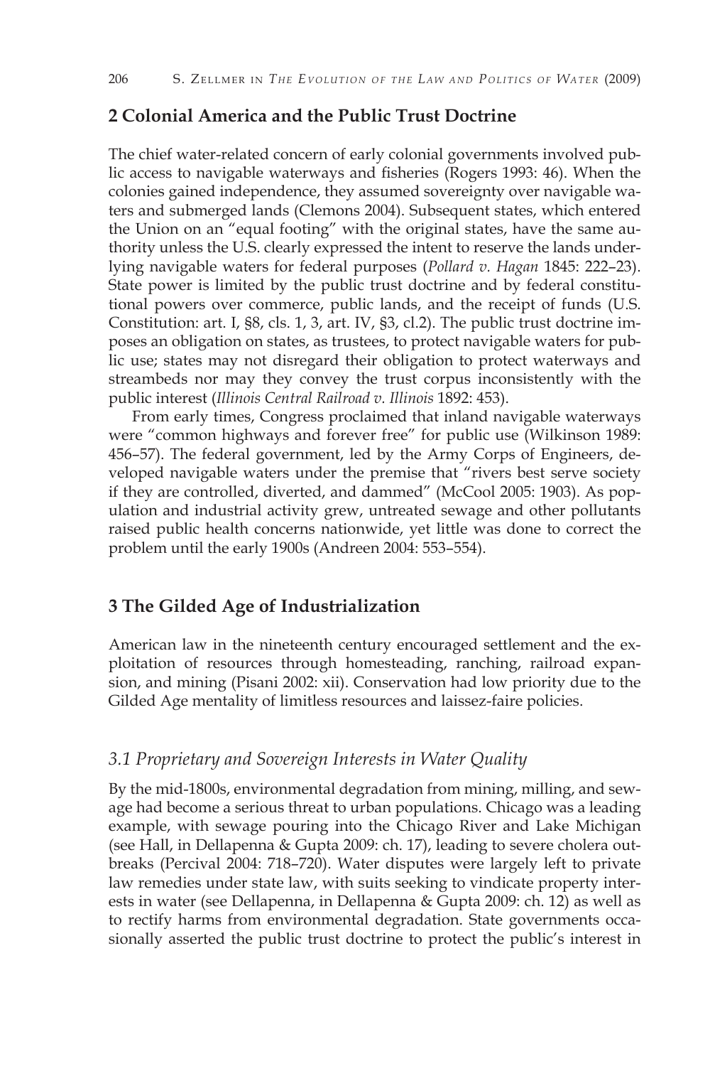## 2 Colonial America and the Public Trust Doctrine

The chief water-related concern of early colonial governments involved public access to navigable waterways and fisheries (Rogers 1993: 46). When the colonies gained independence, they assumed sovereignty over navigable waters and submerged lands (Clemons 2004). Subsequent states, which entered the Union on an "equal footing" with the original states, have the same authority unless the U.S. clearly expressed the intent to reserve the lands underlying navigable waters for federal purposes (*Pollard v. Hagan* 1845: 222–23). State power is limited by the public trust doctrine and by federal constitutional powers over commerce, public lands, and the receipt of funds (U.S. Constitution: art. I, §8, cls. 1, 3, art. IV, §3, cl.2). The public trust doctrine imposes an obligation on states, as trustees, to protect navigable waters for public use; states may not disregard their obligation to protect waterways and streambeds nor may they convey the trust corpus inconsistently with the public interest (*Illinois Central Railroad v. Illinois* 1892: 453).

From early times, Congress proclaimed that inland navigable waterways were "common highways and forever free" for public use (Wilkinson 1989: 456–57). The federal government, led by the Army Corps of Engineers, developed navigable waters under the premise that "rivers best serve society if they are controlled, diverted, and dammed" (McCool 2005: 1903). As population and industrial activity grew, untreated sewage and other pollutants raised public health concerns nationwide, yet little was done to correct the problem until the early 1900s (Andreen 2004: 553–554).

## 3 The Gilded Age of Industrialization

American law in the nineteenth century encouraged settlement and the exploitation of resources through homesteading, ranching, railroad expansion, and mining (Pisani 2002: xii). Conservation had low priority due to the Gilded Age mentality of limitless resources and laissez-faire policies.

### *3.1 Proprietary and Sovereign Interests in Water Quality*

By the mid-1800s, environmental degradation from mining, milling, and sewage had become a serious threat to urban populations. Chicago was a leading example, with sewage pouring into the Chicago River and Lake Michigan (see Hall, in Dellapenna & Gupta 2009: ch. 17), leading to severe cholera outbreaks (Percival 2004: 718–720). Water disputes were largely left to private law remedies under state law, with suits seeking to vindicate property interests in water (see Dellapenna, in Dellapenna & Gupta 2009: ch. 12) as well as to rectify harms from environmental degradation. State governments occasionally asserted the public trust doctrine to protect the public's interest in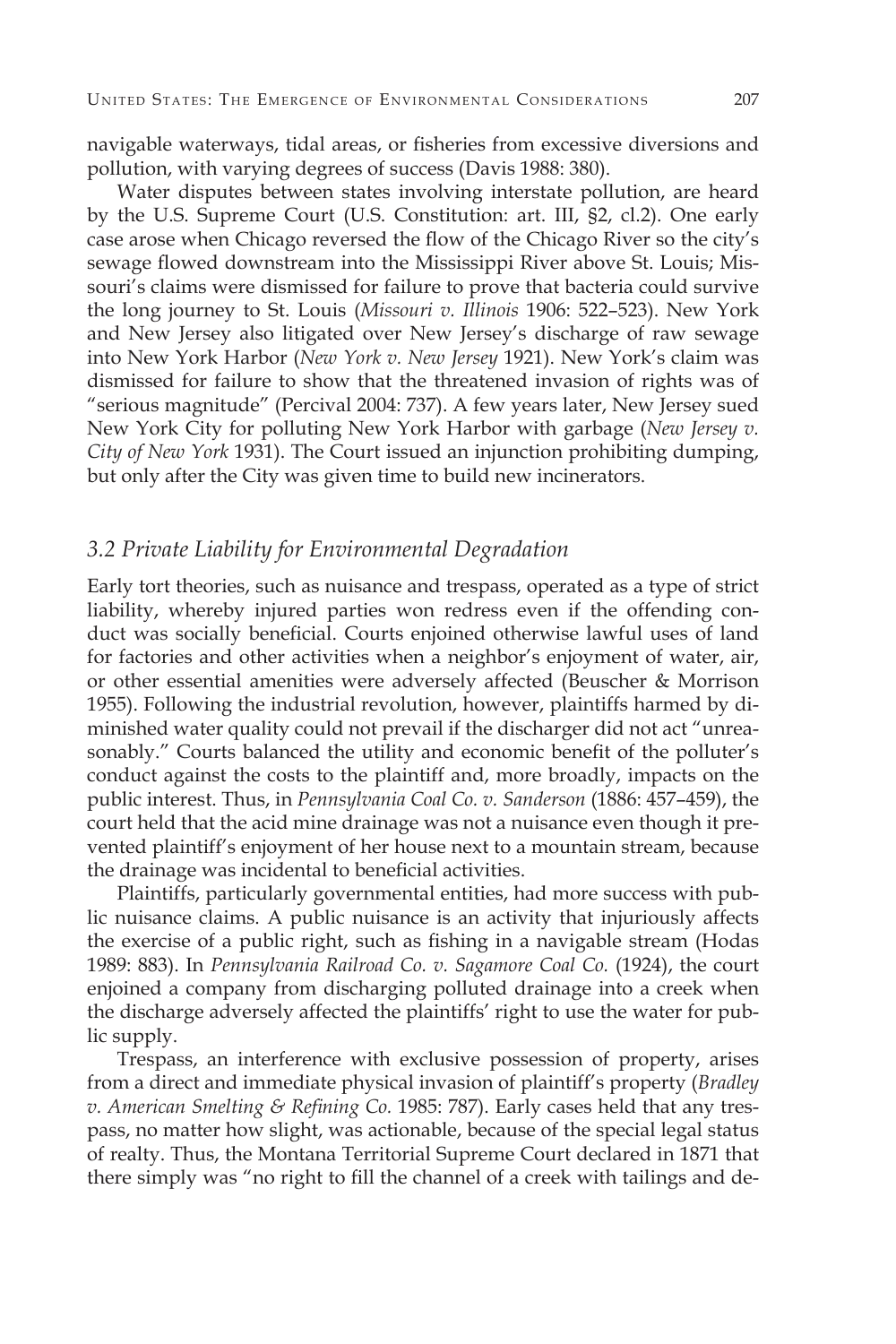navigable waterways, tidal areas, or fisheries from excessive diversions and pollution, with varying degrees of success (Davis 1988: 380).

Water disputes between states involving interstate pollution, are heard by the U.S. Supreme Court (U.S. Constitution: art. III, §2, cl.2). One early case arose when Chicago reversed the flow of the Chicago River so the city's sewage flowed downstream into the Mississippi River above St. Louis; Missouri's claims were dismissed for failure to prove that bacteria could survive the long journey to St. Louis (*Missouri v. Illinois* 1906: 522–523). New York and New Jersey also litigated over New Jersey's discharge of raw sewage into New York Harbor (*New York v. New Jersey* 1921). New York's claim was dismissed for failure to show that the threatened invasion of rights was of "serious magnitude" (Percival 2004: 737). A few years later, New Jersey sued New York City for polluting New York Harbor with garbage (*New Jersey v. City of New York* 1931). The Court issued an injunction prohibiting dumping, but only after the City was given time to build new incinerators.

### *3.2 Private Liability for Environmental Degradation*

Early tort theories, such as nuisance and trespass, operated as a type of strict liability, whereby injured parties won redress even if the offending conduct was socially beneficial. Courts enjoined otherwise lawful uses of land for factories and other activities when a neighbor's enjoyment of water, air, or other essential amenities were adversely affected (Beuscher & Morrison 1955). Following the industrial revolution, however, plaintiffs harmed by diminished water quality could not prevail if the discharger did not act "unreasonably." Courts balanced the utility and economic benefit of the polluter's conduct against the costs to the plaintiff and, more broadly, impacts on the public interest. Thus, in *Pennsylvania Coal Co. v. Sanderson* (1886: 457–459), the court held that the acid mine drainage was not a nuisance even though it prevented plaintiff's enjoyment of her house next to a mountain stream, because the drainage was incidental to beneficial activities.

Plaintiffs, particularly governmental entities, had more success with public nuisance claims. A public nuisance is an activity that injuriously affects the exercise of a public right, such as fishing in a navigable stream (Hodas 1989: 883). In *Pennsylvania Railroad Co. v. Sagamore Coal Co.* (1924), the court enjoined a company from discharging polluted drainage into a creek when the discharge adversely affected the plaintiffs' right to use the water for public supply.

Trespass, an interference with exclusive possession of property, arises from a direct and immediate physical invasion of plaintiff's property (*Bradley v. American Smelting & Refining Co.* 1985: 787). Early cases held that any trespass, no matter how slight, was actionable, because of the special legal status of realty. Thus, the Montana Territorial Supreme Court declared in 1871 that there simply was "no right to fill the channel of a creek with tailings and de-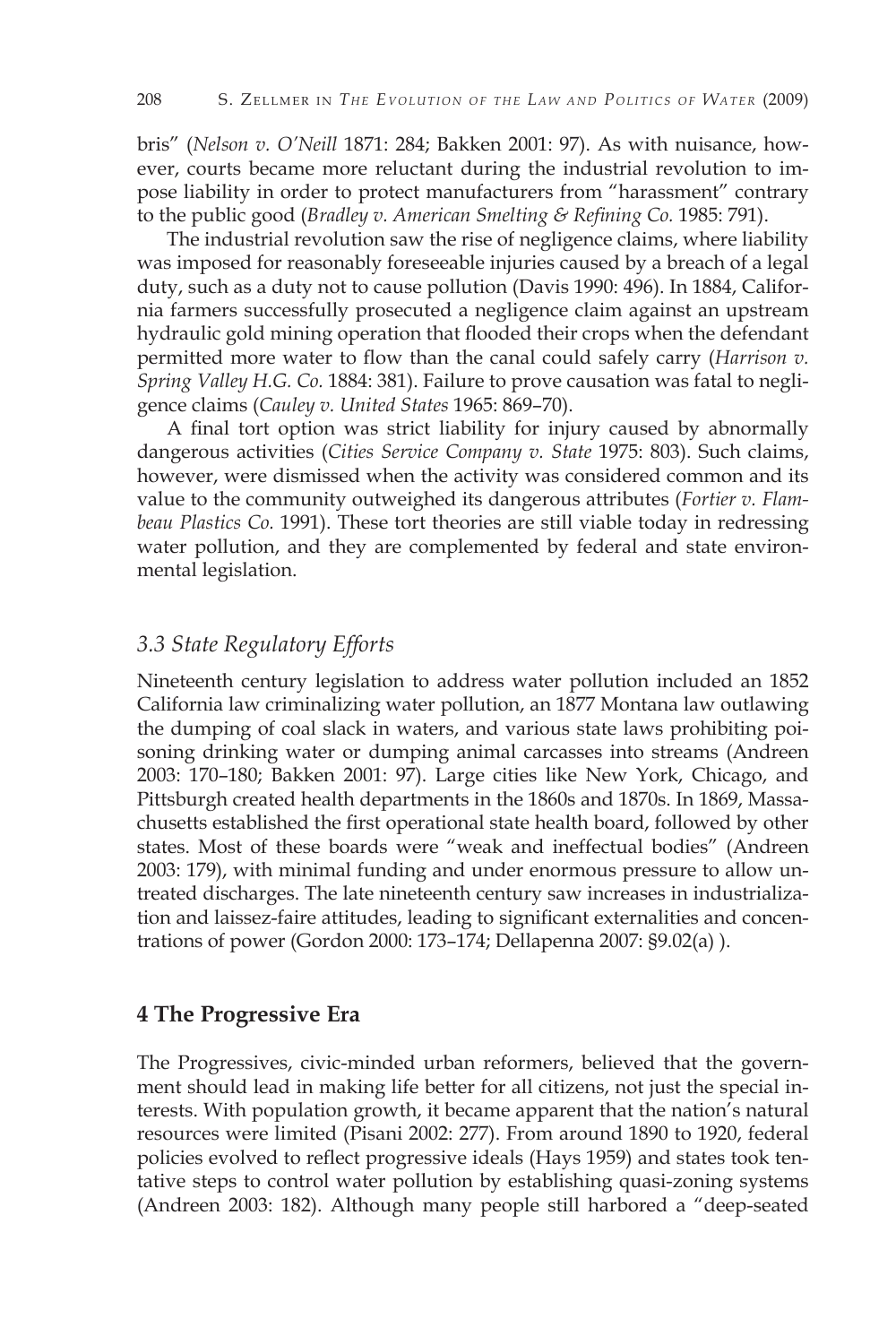bris" (*Nelson v. O'Neill* 1871: 284; Bakken 2001: 97). As with nuisance, however, courts became more reluctant during the industrial revolution to impose liability in order to protect manufacturers from "harassment" contrary to the public good (*Bradley v. American Smelting & Refining Co.* 1985: 791).

The industrial revolution saw the rise of negligence claims, where liability was imposed for reasonably foreseeable injuries caused by a breach of a legal duty, such as a duty not to cause pollution (Davis 1990: 496). In 1884, California farmers successfully prosecuted a negligence claim against an upstream hydraulic gold mining operation that flooded their crops when the defendant permitted more water to flow than the canal could safely carry (*Harrison v. Spring Valley H.G. Co.* 1884: 381). Failure to prove causation was fatal to negligence claims (*Cauley v. United States* 1965: 869–70).

A final tort option was strict liability for injury caused by abnormally dangerous activities (*Cities Service Company v. State* 1975: 803). Such claims, however, were dismissed when the activity was considered common and its value to the community outweighed its dangerous attributes (*Fortier v. Flambeau Plastics Co.* 1991). These tort theories are still viable today in redressing water pollution, and they are complemented by federal and state environmental legislation.

### *3.3 State Regulatory Efforts*

Nineteenth century legislation to address water pollution included an 1852 California law criminalizing water pollution, an 1877 Montana law outlawing the dumping of coal slack in waters, and various state laws prohibiting poisoning drinking water or dumping animal carcasses into streams (Andreen 2003: 170–180; Bakken 2001: 97). Large cities like New York, Chicago, and Pittsburgh created health departments in the 1860s and 1870s. In 1869, Massachusetts established the first operational state health board, followed by other states. Most of these boards were "weak and ineffectual bodies" (Andreen 2003: 179), with minimal funding and under enormous pressure to allow untreated discharges. The late nineteenth century saw increases in industrialization and laissez-faire attitudes, leading to significant externalities and concentrations of power (Gordon 2000: 173–174; Dellapenna 2007: §9.02(a) ).

## 4 The Progressive Era

The Progressives, civic-minded urban reformers, believed that the government should lead in making life better for all citizens, not just the special interests. With population growth, it became apparent that the nation's natural resources were limited (Pisani 2002: 277). From around 1890 to 1920, federal policies evolved to reflect progressive ideals (Hays 1959) and states took tentative steps to control water pollution by establishing quasi-zoning systems (Andreen 2003: 182). Although many people still harbored a "deep-seated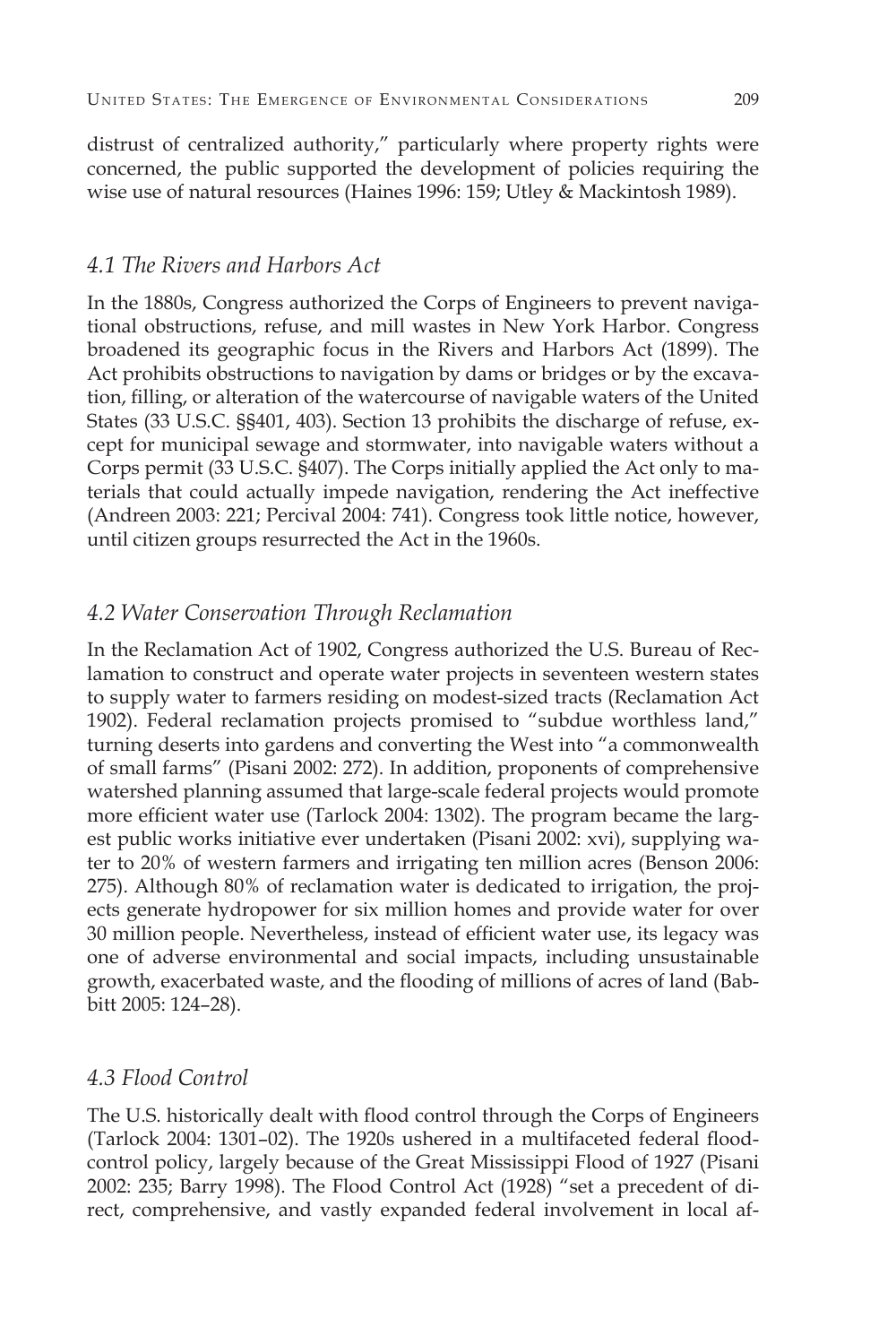distrust of centralized authority," particularly where property rights were concerned, the public supported the development of policies requiring the wise use of natural resources (Haines 1996: 159; Utley & Mackintosh 1989).

### *4.1 The Rivers and Harbors Act*

In the 1880s, Congress authorized the Corps of Engineers to prevent navigational obstructions, refuse, and mill wastes in New York Harbor. Congress broadened its geographic focus in the Rivers and Harbors Act (1899). The Act prohibits obstructions to navigation by dams or bridges or by the excavation, filling, or alteration of the watercourse of navigable waters of the United States (33 U.S.C. §§401, 403). Section 13 prohibits the discharge of refuse, except for municipal sewage and stormwater, into navigable waters without a Corps permit (33 U.S.C. §407). The Corps initially applied the Act only to materials that could actually impede navigation, rendering the Act ineffective (Andreen 2003: 221; Percival 2004: 741). Congress took little notice, however, until citizen groups resurrected the Act in the 1960s.

### *4.2 Water Conservation Through Reclamation*

In the Reclamation Act of 1902, Congress authorized the U.S. Bureau of Reclamation to construct and operate water projects in seventeen western states to supply water to farmers residing on modest-sized tracts (Reclamation Act 1902). Federal reclamation projects promised to "subdue worthless land," turning deserts into gardens and converting the West into "a commonwealth of small farms" (Pisani 2002: 272). In addition, proponents of comprehensive watershed planning assumed that large-scale federal projects would promote more efficient water use (Tarlock 2004: 1302). The program became the largest public works initiative ever undertaken (Pisani 2002: xvi), supplying water to 20% of western farmers and irrigating ten million acres (Benson 2006: 275). Although 80% of reclamation water is dedicated to irrigation, the projects generate hydropower for six million homes and provide water for over 30 million people. Nevertheless, instead of efficient water use, its legacy was one of adverse environmental and social impacts, including unsustainable growth, exacerbated waste, and the flooding of millions of acres of land (Babbitt 2005: 124–28).

### *4.3 Flood Control*

The U.S. historically dealt with flood control through the Corps of Engineers (Tarlock 2004: 1301–02). The 1920s ushered in a multifaceted federal flood-control policy, largely because of the Great Mississippi Flood of 1927 (Pisani 2002: 235; Barry 1998). The Flood Control Act (1928) "set a precedent of direct, comprehensive, and vastly expanded federal involvement in local af-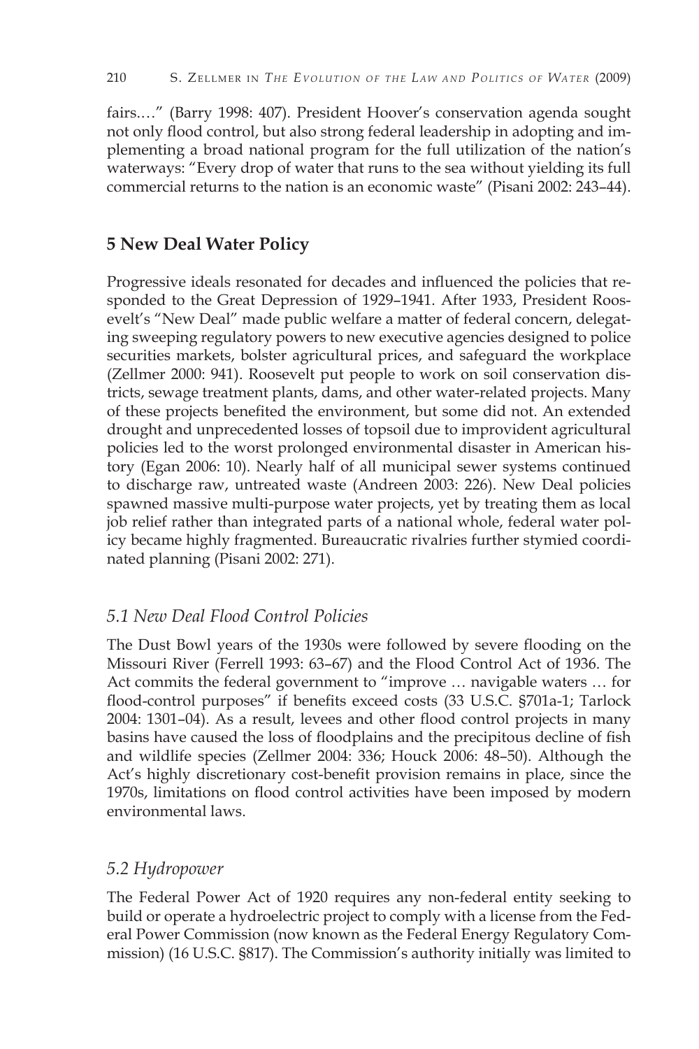fairs.…" (Barry 1998: 407). President Hoover's conservation agenda sought not only flood control, but also strong federal leadership in adopting and implementing a broad national program for the full utilization of the nation's waterways: "Every drop of water that runs to the sea without yielding its full commercial returns to the nation is an economic waste" (Pisani 2002: 243–44).

## 5 New Deal Water Policy

Progressive ideals resonated for decades and influenced the policies that responded to the Great Depression of 1929–1941. After 1933, President Roosevelt's "New Deal" made public welfare a matter of federal concern, delegating sweeping regulatory powers to new executive agencies designed to police securities markets, bolster agricultural prices, and safeguard the workplace (Zellmer 2000: 941). Roosevelt put people to work on soil conservation districts, sewage treatment plants, dams, and other water-related projects. Many of these projects benefited the environment, but some did not. An extended drought and unprecedented losses of topsoil due to improvident agricultural policies led to the worst prolonged environmental disaster in American history (Egan 2006: 10). Nearly half of all municipal sewer systems continued to discharge raw, untreated waste (Andreen 2003: 226). New Deal policies spawned massive multi-purpose water projects, yet by treating them as local job relief rather than integrated parts of a national whole, federal water policy became highly fragmented. Bureaucratic rivalries further stymied coordinated planning (Pisani 2002: 271).

### *5.1 New Deal Flood Control Policies*

The Dust Bowl years of the 1930s were followed by severe flooding on the Missouri River (Ferrell 1993: 63–67) and the Flood Control Act of 1936. The Act commits the federal government to "improve … navigable waters … for flood-control purposes" if benefits exceed costs (33 U.S.C. §701a-1; Tarlock 2004: 1301–04). As a result, levees and other flood control projects in many basins have caused the loss of floodplains and the precipitous decline of fish and wildlife species (Zellmer 2004: 336; Houck 2006: 48–50). Although the Act's highly discretionary cost-benefit provision remains in place, since the 1970s, limitations on flood control activities have been imposed by modern environmental laws.

### *5.2 Hydropower*

The Federal Power Act of 1920 requires any non-federal entity seeking to build or operate a hydroelectric project to comply with a license from the Federal Power Commission (now known as the Federal Energy Regulatory Commission) (16 U.S.C. §817). The Commission's authority initially was limited to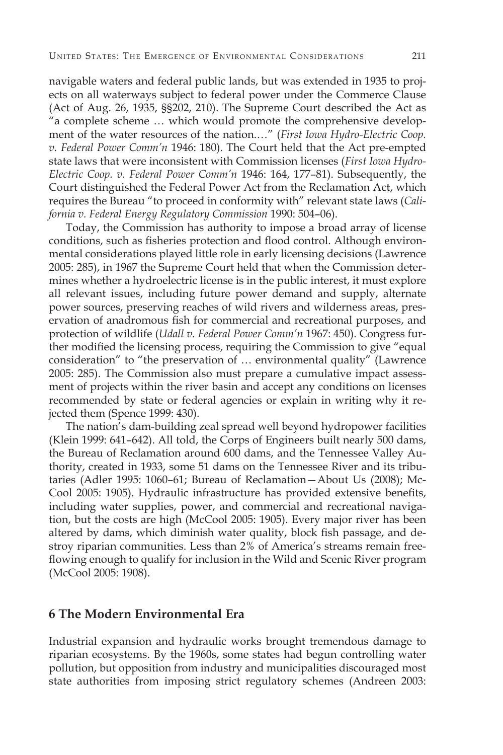navigable waters and federal public lands, but was extended in 1935 to projects on all waterways subject to federal power under the Commerce Clause (Act of Aug. 26, 1935, §§202, 210). The Supreme Court described the Act as "a complete scheme … which would promote the comprehensive development of the water resources of the nation.…" (*First Iowa Hydro-Electric Coop. v. Federal Power Comm'n* 1946: 180). The Court held that the Act pre-empted state laws that were inconsistent with Commission licenses (*First Iowa Hydro-Electric Coop. v. Federal Power Comm'n* 1946: 164, 177–81). Subsequently, the Court distinguished the Federal Power Act from the Reclamation Act, which requires the Bureau "to proceed in conformity with" relevant state laws (*California v. Federal Energy Regulatory Commission* 1990: 504–06).

Today, the Commission has authority to impose a broad array of license conditions, such as fisheries protection and flood control. Although environmental considerations played little role in early licensing decisions (Lawrence 2005: 285), in 1967 the Supreme Court held that when the Commission determines whether a hydroelectric license is in the public interest, it must explore all relevant issues, including future power demand and supply, alternate power sources, preserving reaches of wild rivers and wilderness areas, preservation of anadromous fish for commercial and recreational purposes, and protection of wildlife (*Udall v. Federal Power Comm'n* 1967: 450). Congress further modified the licensing process, requiring the Commission to give "equal consideration" to "the preservation of … environmental quality" (Lawrence 2005: 285). The Commission also must prepare a cumulative impact assessment of projects within the river basin and accept any conditions on licenses recommended by state or federal agencies or explain in writing why it rejected them (Spence 1999: 430).

The nation's dam-building zeal spread well beyond hydropower facilities (Klein 1999: 641–642). All told, the Corps of Engineers built nearly 500 dams, the Bureau of Reclamation around 600 dams, and the Tennessee Valley Authority, created in 1933, some 51 dams on the Tennessee River and its tributaries (Adler 1995: 1060–61; Bureau of Reclamation—About Us (2008); McCool 2005: 1905). Hydraulic infrastructure has provided extensive benefits, including water supplies, power, and commercial and recreational navigation, but the costs are high (McCool 2005: 1905). Every major river has been altered by dams, which diminish water quality, block fish passage, and destroy riparian communities. Less than 2% of America's streams remain free-flowing enough to qualify for inclusion in the Wild and Scenic River program (McCool 2005: 1908).

## 6 The Modern Environmental Era

Industrial expansion and hydraulic works brought tremendous damage to riparian ecosystems. By the 1960s, some states had begun controlling water pollution, but opposition from industry and municipalities discouraged most state authorities from imposing strict regulatory schemes (Andreen 2003: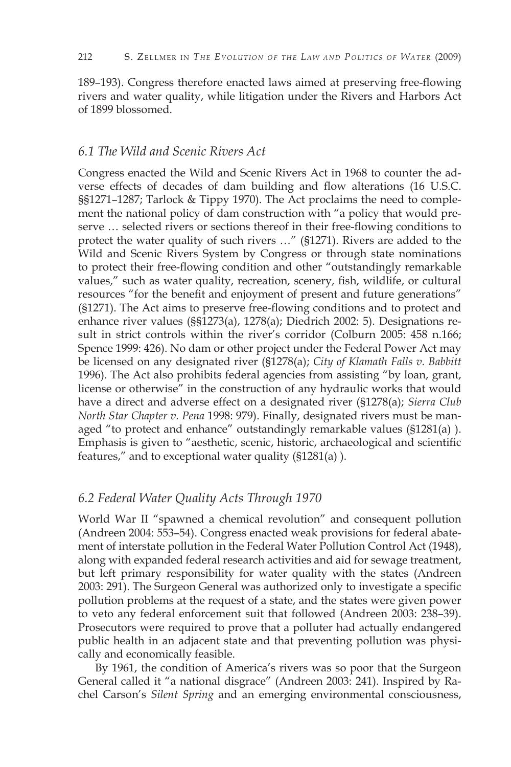189–193). Congress therefore enacted laws aimed at preserving free-flowing rivers and water quality, while litigation under the Rivers and Harbors Act of 1899 blossomed.

### *6.1 The Wild and Scenic Rivers Act*

Congress enacted the Wild and Scenic Rivers Act in 1968 to counter the adverse effects of decades of dam building and flow alterations (16 U.S.C. §§1271–1287; Tarlock & Tippy 1970). The Act proclaims the need to complement the national policy of dam construction with "a policy that would preserve … selected rivers or sections thereof in their free-flowing conditions to protect the water quality of such rivers …" (§1271). Rivers are added to the Wild and Scenic Rivers System by Congress or through state nominations to protect their free-flowing condition and other "outstandingly remarkable values," such as water quality, recreation, scenery, fish, wildlife, or cultural resources "for the benefit and enjoyment of present and future generations" (§1271). The Act aims to preserve free-flowing conditions and to protect and enhance river values (§§1273(a), 1278(a); Diedrich 2002: 5). Designations result in strict controls within the river's corridor (Colburn 2005: 458 n.166; Spence 1999: 426). No dam or other project under the Federal Power Act may be licensed on any designated river (§1278(a); *City of Klamath Falls v. Babbitt* 1996). The Act also prohibits federal agencies from assisting "by loan, grant, license or otherwise" in the construction of any hydraulic works that would have a direct and adverse effect on a designated river (§1278(a); *Sierra Club North Star Chapter v. Pena* 1998: 979). Finally, designated rivers must be managed "to protect and enhance" outstandingly remarkable values (§1281(a) ). Emphasis is given to "aesthetic, scenic, historic, archaeological and scientific features," and to exceptional water quality (§1281(a) ).

### *6.2 Federal Water Quality Acts Through 1970*

World War II "spawned a chemical revolution" and consequent pollution (Andreen 2004: 553–54). Congress enacted weak provisions for federal abatement of interstate pollution in the Federal Water Pollution Control Act (1948), along with expanded federal research activities and aid for sewage treatment, but left primary responsibility for water quality with the states (Andreen 2003: 291). The Surgeon General was authorized only to investigate a specific pollution problems at the request of a state, and the states were given power to veto any federal enforcement suit that followed (Andreen 2003: 238–39). Prosecutors were required to prove that a polluter had actually endangered public health in an adjacent state and that preventing pollution was physically and economically feasible.

By 1961, the condition of America's rivers was so poor that the Surgeon General called it "a national disgrace" (Andreen 2003: 241). Inspired by Rachel Carson's *Silent Spring* and an emerging environmental consciousness,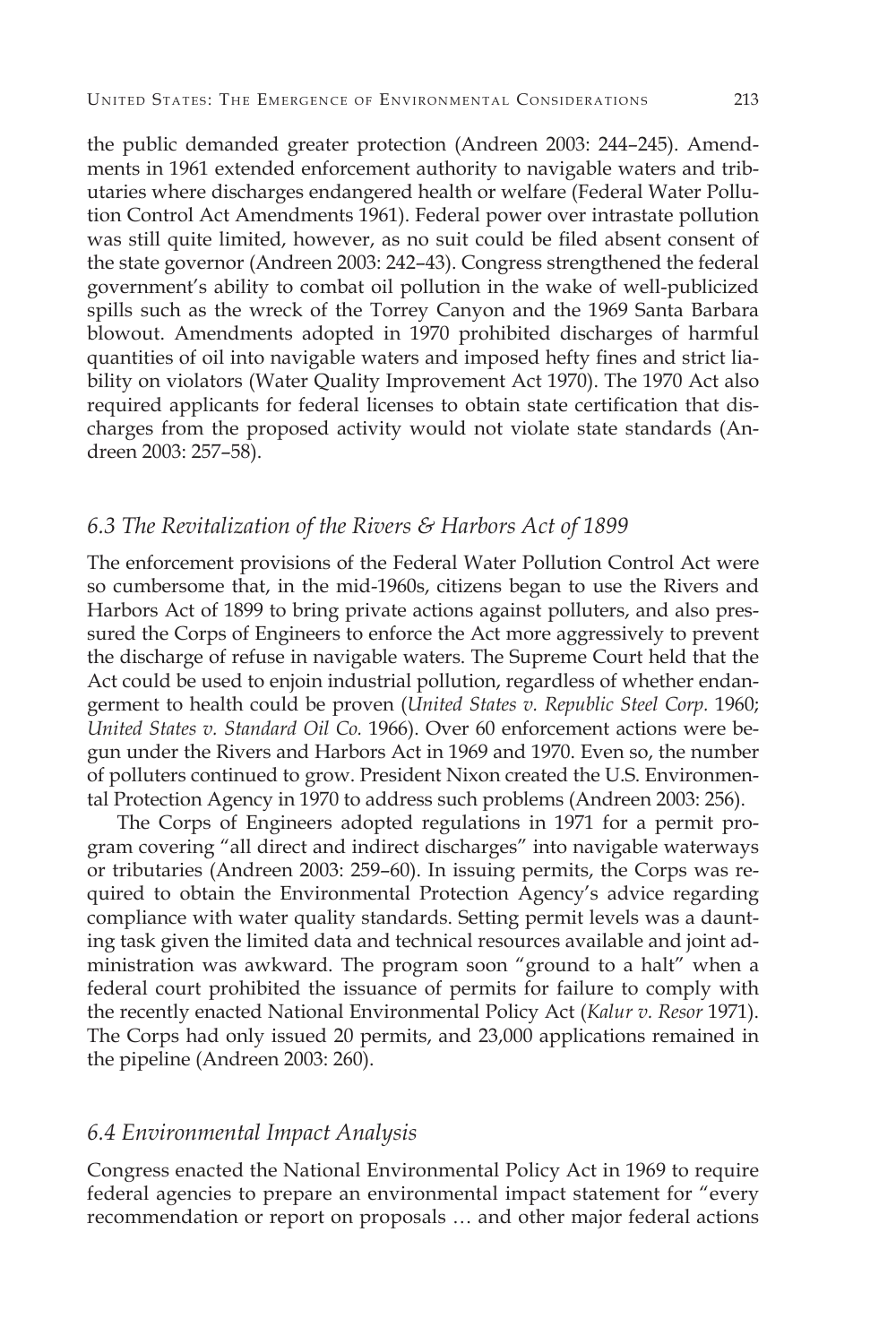the public demanded greater protection (Andreen 2003: 244–245). Amendments in 1961 extended enforcement authority to navigable waters and tributaries where discharges endangered health or welfare (Federal Water Pollution Control Act Amendments 1961). Federal power over intrastate pollution was still quite limited, however, as no suit could be filed absent consent of the state governor (Andreen 2003: 242–43). Congress strengthened the federal government's ability to combat oil pollution in the wake of well-publicized spills such as the wreck of the Torrey Canyon and the 1969 Santa Barbara blowout. Amendments adopted in 1970 prohibited discharges of harmful quantities of oil into navigable waters and imposed hefty fines and strict liability on violators (Water Quality Improvement Act 1970). The 1970 Act also required applicants for federal licenses to obtain state certification that discharges from the proposed activity would not violate state standards (Andreen 2003: 257–58).

## *6.3 The Revitalization of the Rivers & Harbors Act of 1899*

The enforcement provisions of the Federal Water Pollution Control Act were so cumbersome that, in the mid-1960s, citizens began to use the Rivers and Harbors Act of 1899 to bring private actions against polluters, and also pressured the Corps of Engineers to enforce the Act more aggressively to prevent the discharge of refuse in navigable waters. The Supreme Court held that the Act could be used to enjoin industrial pollution, regardless of whether endangerment to health could be proven (*United States v. Republic Steel Corp.* 1960; *United States v. Standard Oil Co.* 1966). Over 60 enforcement actions were begun under the Rivers and Harbors Act in 1969 and 1970. Even so, the number of polluters continued to grow. President Nixon created the U.S. Environmental Protection Agency in 1970 to address such problems (Andreen 2003: 256).

The Corps of Engineers adopted regulations in 1971 for a permit program covering "all direct and indirect discharges" into navigable waterways or tributaries (Andreen 2003: 259–60). In issuing permits, the Corps was required to obtain the Environmental Protection Agency's advice regarding compliance with water quality standards. Setting permit levels was a daunting task given the limited data and technical resources available and joint administration was awkward. The program soon "ground to a halt" when a federal court prohibited the issuance of permits for failure to comply with the recently enacted National Environmental Policy Act (*Kalur v. Resor* 1971). The Corps had only issued 20 permits, and 23,000 applications remained in the pipeline (Andreen 2003: 260).

## *6.4 Environmental Impact Analysis*

Congress enacted the National Environmental Policy Act in 1969 to require federal agencies to prepare an environmental impact statement for "every recommendation or report on proposals … and other major federal actions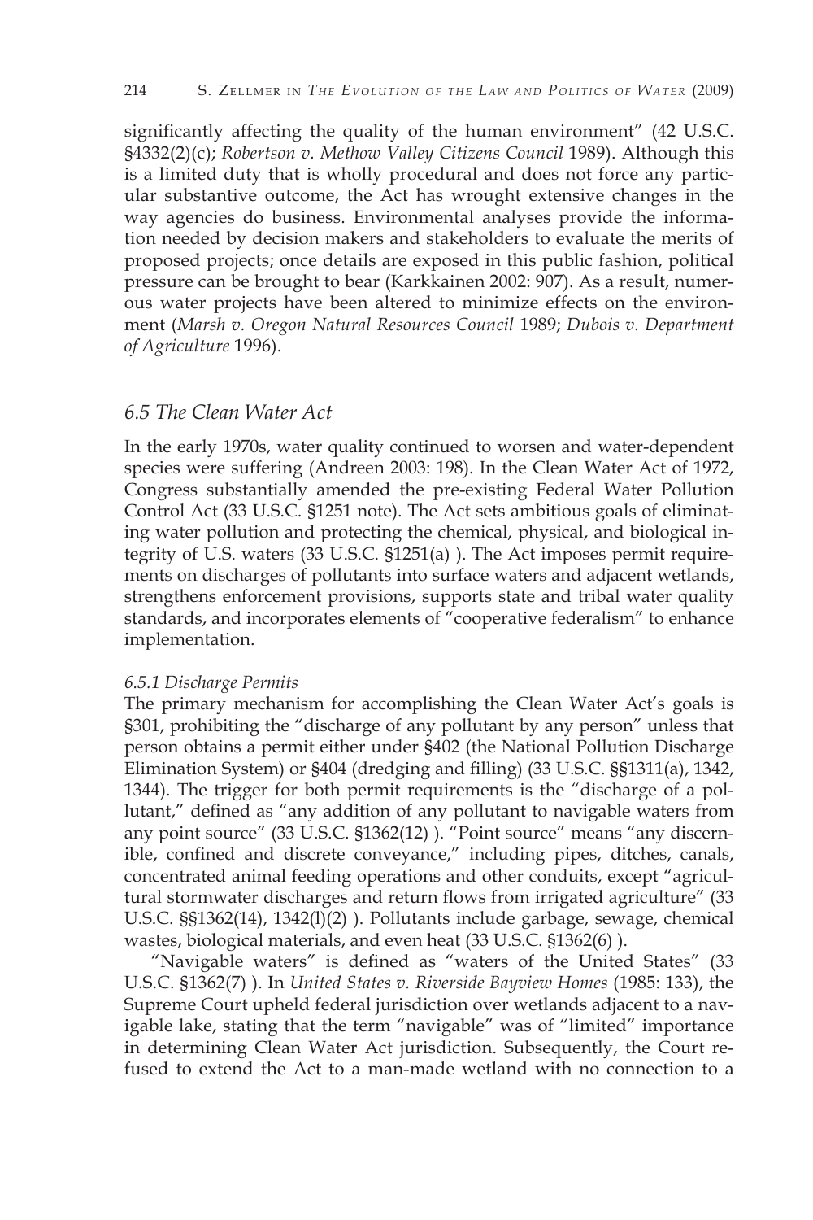significantly affecting the quality of the human environment" (42 U.S.C. §4332(2)(c); *Robertson v. Methow Valley Citizens Council* 1989). Although this is a limited duty that is wholly procedural and does not force any particular substantive outcome, the Act has wrought extensive changes in the way agencies do business. Environmental analyses provide the information needed by decision makers and stakeholders to evaluate the merits of proposed projects; once details are exposed in this public fashion, political pressure can be brought to bear (Karkkainen 2002: 907). As a result, numerous water projects have been altered to minimize effects on the environment (*Marsh v. Oregon Natural Resources Council* 1989; *Dubois v. Department of Agriculture* 1996).

## *6.5 The Clean Water Act*

In the early 1970s, water quality continued to worsen and water-dependent species were suffering (Andreen 2003: 198). In the Clean Water Act of 1972, Congress substantially amended the pre-existing Federal Water Pollution Control Act (33 U.S.C. §1251 note). The Act sets ambitious goals of eliminating water pollution and protecting the chemical, physical, and biological integrity of U.S. waters (33 U.S.C. §1251(a) ). The Act imposes permit requirements on discharges of pollutants into surface waters and adjacent wetlands, strengthens enforcement provisions, supports state and tribal water quality standards, and incorporates elements of "cooperative federalism" to enhance implementation.

### *6.5.1 Discharge Permits*

The primary mechanism for accomplishing the Clean Water Act's goals is §301, prohibiting the "discharge of any pollutant by any person" unless that person obtains a permit either under §402 (the National Pollution Discharge Elimination System) or §404 (dredging and filling) (33 U.S.C. §§1311(a), 1342, 1344). The trigger for both permit requirements is the "discharge of a pollutant," defined as "any addition of any pollutant to navigable waters from any point source" (33 U.S.C. §1362(12) ). "Point source" means "any discernible, confined and discrete conveyance," including pipes, ditches, canals, concentrated animal feeding operations and other conduits, except "agricultural stormwater discharges and return flows from irrigated agriculture" (33 U.S.C. §§1362(14), 1342(l)(2) ). Pollutants include garbage, sewage, chemical wastes, biological materials, and even heat (33 U.S.C. §1362(6) ).

"Navigable waters" is defined as "waters of the United States" (33 U.S.C. §1362(7) ). In *United States v. Riverside Bayview Homes* (1985: 133), the Supreme Court upheld federal jurisdiction over wetlands adjacent to a navigable lake, stating that the term "navigable" was of "limited" importance in determining Clean Water Act jurisdiction. Subsequently, the Court refused to extend the Act to a man-made wetland with no connection to a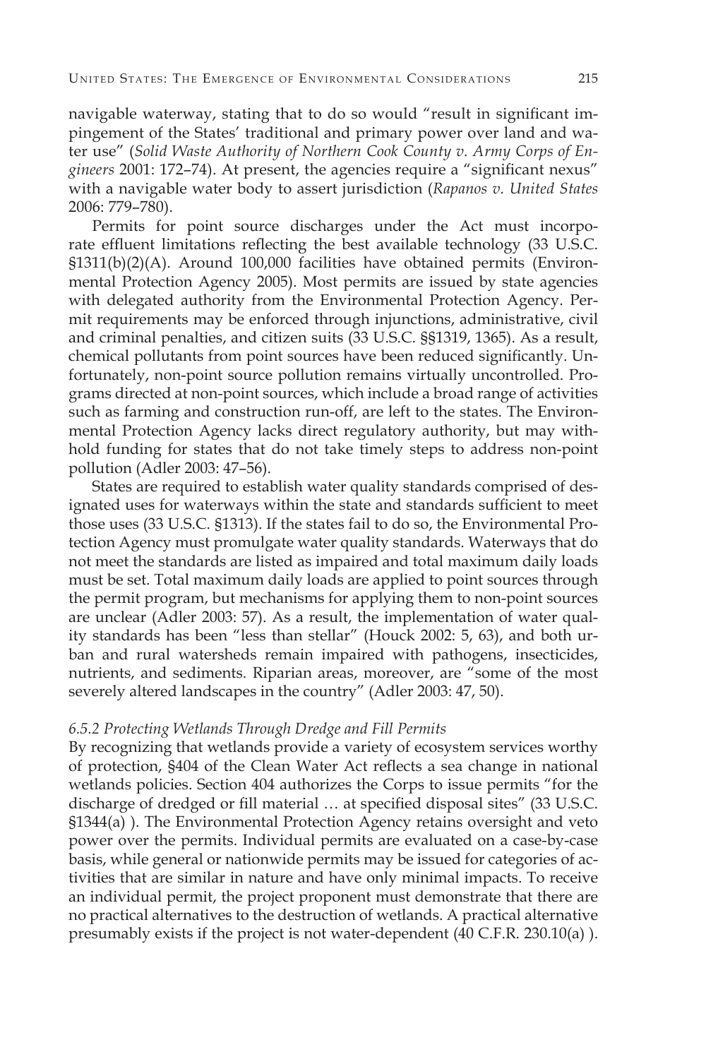navigable waterway, stating that to do so would "result in significant impingement of the States' traditional and primary power over land and water use" (*Solid Waste Authority of Northern Cook County v. Army Corps of Engineers* 2001: 172–74). At present, the agencies require a "significant nexus" with a navigable water body to assert jurisdiction (*Rapanos v. United States* 2006: 779–780).

Permits for point source discharges under the Act must incorporate effluent limitations reflecting the best available technology (33 U.S.C. §1311(b)(2)(A). Around 100,000 facilities have obtained permits (Environmental Protection Agency 2005). Most permits are issued by state agencies with delegated authority from the Environmental Protection Agency. Permit requirements may be enforced through injunctions, administrative, civil and criminal penalties, and citizen suits (33 U.S.C. §§1319, 1365). As a result, chemical pollutants from point sources have been reduced significantly. Unfortunately, non-point source pollution remains virtually uncontrolled. Programs directed at non-point sources, which include a broad range of activities such as farming and construction run-off, are left to the states. The Environmental Protection Agency lacks direct regulatory authority, but may withhold funding for states that do not take timely steps to address non-point pollution (Adler 2003: 47–56).

States are required to establish water quality standards comprised of designated uses for waterways within the state and standards sufficient to meet those uses (33 U.S.C. §1313). If the states fail to do so, the Environmental Protection Agency must promulgate water quality standards. Waterways that do not meet the standards are listed as impaired and total maximum daily loads must be set. Total maximum daily loads are applied to point sources through the permit program, but mechanisms for applying them to non-point sources are unclear (Adler 2003: 57). As a result, the implementation of water quality standards has been "less than stellar" (Houck 2002: 5, 63), and both urban and rural watersheds remain impaired with pathogens, insecticides, nutrients, and sediments. Riparian areas, moreover, are "some of the most severely altered landscapes in the country" (Adler 2003: 47, 50).

### *6.5.2 Protecting Wetlands Through Dredge and Fill Permits*

By recognizing that wetlands provide a variety of ecosystem services worthy of protection, §404 of the Clean Water Act reflects a sea change in national wetlands policies. Section 404 authorizes the Corps to issue permits "for the discharge of dredged or fill material … at specified disposal sites" (33 U.S.C. §1344(a) ). The Environmental Protection Agency retains oversight and veto power over the permits. Individual permits are evaluated on a case-by-case basis, while general or nationwide permits may be issued for categories of activities that are similar in nature and have only minimal impacts. To receive an individual permit, the project proponent must demonstrate that there are no practical alternatives to the destruction of wetlands. A practical alternative presumably exists if the project is not water-dependent (40 C.F.R. 230.10(a) ).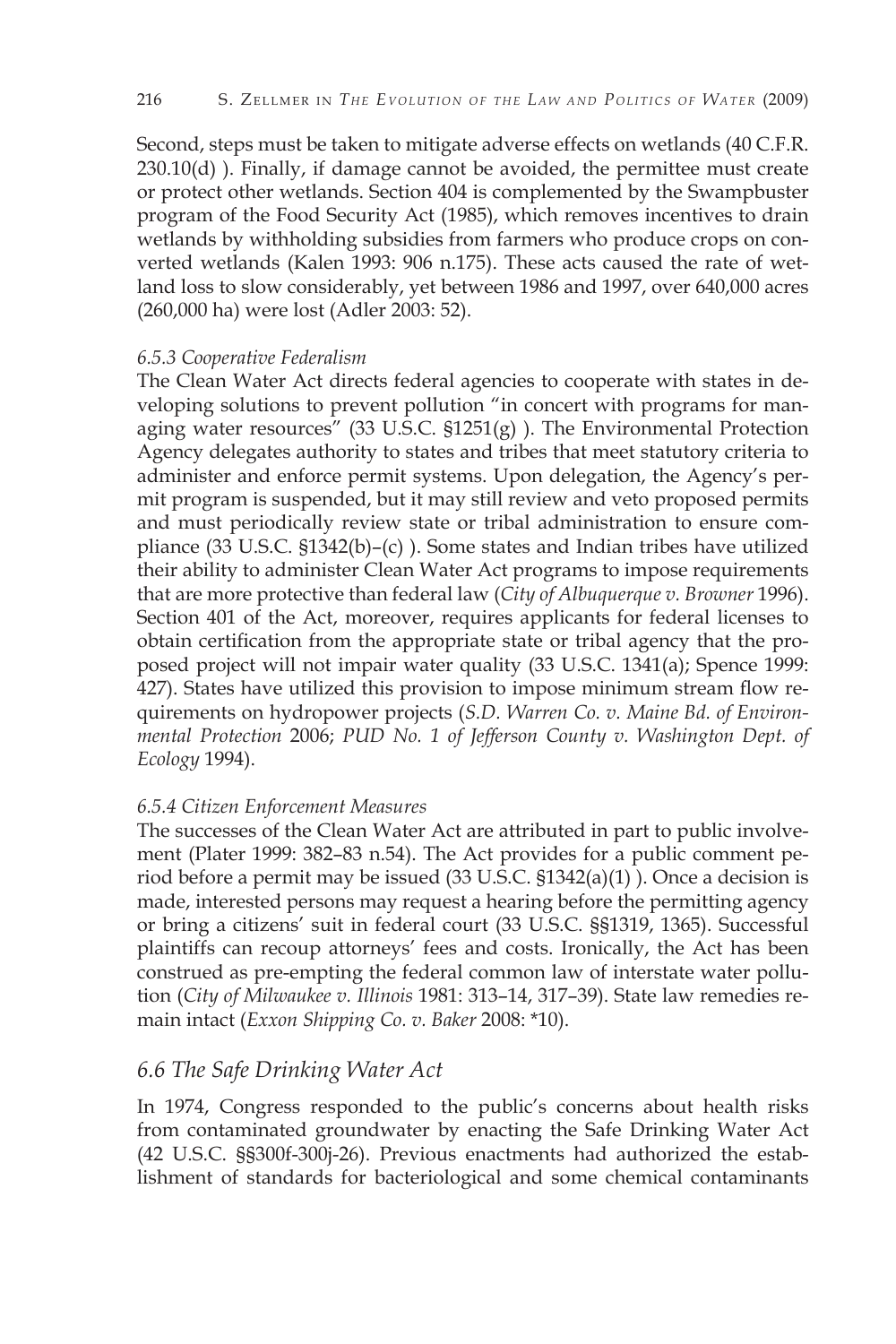Second, steps must be taken to mitigate adverse effects on wetlands (40 C.F.R. 230.10(d) ). Finally, if damage cannot be avoided, the permittee must create or protect other wetlands. Section 404 is complemented by the Swampbuster program of the Food Security Act (1985), which removes incentives to drain wetlands by withholding subsidies from farmers who produce crops on converted wetlands (Kalen 1993: 906 n.175). These acts caused the rate of wetland loss to slow considerably, yet between 1986 and 1997, over 640,000 acres (260,000 ha) were lost (Adler 2003: 52).

#### *6.5.3 Cooperative Federalism*

The Clean Water Act directs federal agencies to cooperate with states in developing solutions to prevent pollution "in concert with programs for managing water resources" (33 U.S.C. §1251(g) ). The Environmental Protection Agency delegates authority to states and tribes that meet statutory criteria to administer and enforce permit systems. Upon delegation, the Agency's permit program is suspended, but it may still review and veto proposed permits and must periodically review state or tribal administration to ensure compliance (33 U.S.C. §1342(b)–(c) ). Some states and Indian tribes have utilized their ability to administer Clean Water Act programs to impose requirements that are more protective than federal law (*City of Albuquerque v. Browner* 1996). Section 401 of the Act, moreover, requires applicants for federal licenses to obtain certification from the appropriate state or tribal agency that the proposed project will not impair water quality (33 U.S.C. 1341(a); Spence 1999: 427). States have utilized this provision to impose minimum stream flow requirements on hydropower projects (*S.D. Warren Co. v. Maine Bd. of Environmental Protection* 2006; *PUD No. 1 of Jefferson County v. Washington Dept. of Ecology* 1994).

#### *6.5.4 Citizen Enforcement Measures*

The successes of the Clean Water Act are attributed in part to public involvement (Plater 1999: 382–83 n.54). The Act provides for a public comment period before a permit may be issued (33 U.S.C. §1342(a)(1) ). Once a decision is made, interested persons may request a hearing before the permitting agency or bring a citizens' suit in federal court (33 U.S.C. §§1319, 1365). Successful plaintiffs can recoup attorneys' fees and costs. Ironically, the Act has been construed as pre-empting the federal common law of interstate water pollution (*City of Milwaukee v. Illinois* 1981: 313–14, 317–39). State law remedies remain intact (*Exxon Shipping Co. v. Baker* 2008: *10).

### *6.6 The Safe Drinking Water Act*

In 1974, Congress responded to the public's concerns about health risks from contaminated groundwater by enacting the Safe Drinking Water Act (42 U.S.C. §§300f-300j-26). Previous enactments had authorized the establishment of standards for bacteriological and some chemical contaminants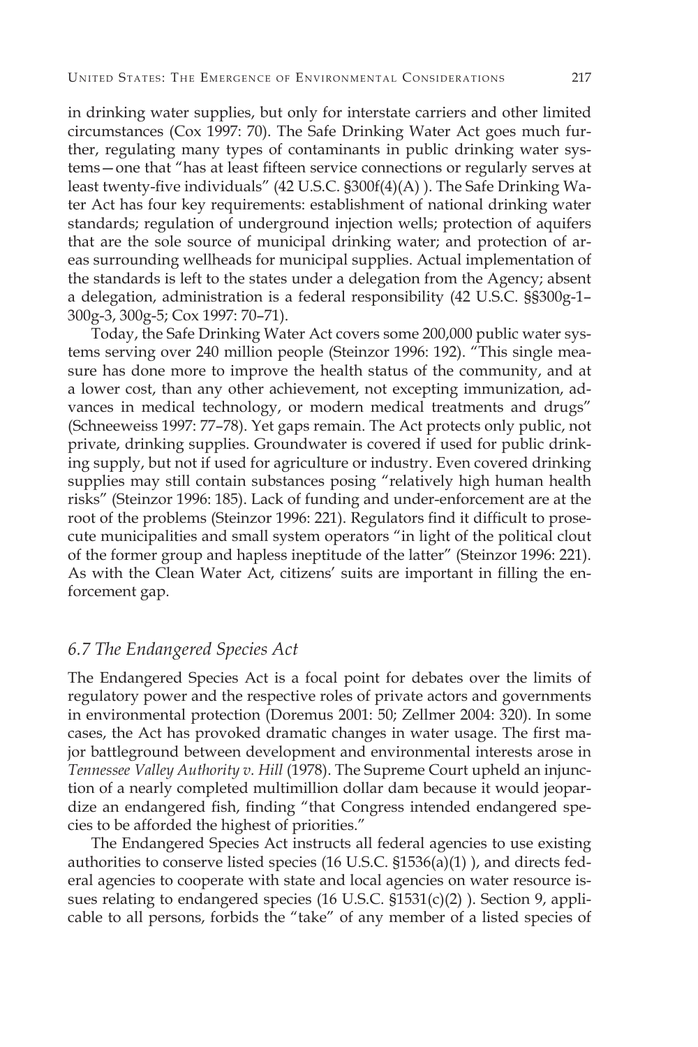in drinking water supplies, but only for interstate carriers and other limited circumstances (Cox 1997: 70). The Safe Drinking Water Act goes much further, regulating many types of contaminants in public drinking water systems—one that "has at least fifteen service connections or regularly serves at least twenty-five individuals" (42 U.S.C. §300f(4)(A) ). The Safe Drinking Water Act has four key requirements: establishment of national drinking water standards; regulation of underground injection wells; protection of aquifers that are the sole source of municipal drinking water; and protection of areas surrounding wellheads for municipal supplies. Actual implementation of the standards is left to the states under a delegation from the Agency; absent a delegation, administration is a federal responsibility (42 U.S.C. §§300g-1–300g-3, 300g-5; Cox 1997: 70–71).

Today, the Safe Drinking Water Act covers some 200,000 public water systems serving over 240 million people (Steinzor 1996: 192). "This single measure has done more to improve the health status of the community, and at a lower cost, than any other achievement, not excepting immunization, advances in medical technology, or modern medical treatments and drugs" (Schneeweiss 1997: 77–78). Yet gaps remain. The Act protects only public, not private, drinking supplies. Groundwater is covered if used for public drinking supply, but not if used for agriculture or industry. Even covered drinking supplies may still contain substances posing "relatively high human health risks" (Steinzor 1996: 185). Lack of funding and under-enforcement are at the root of the problems (Steinzor 1996: 221). Regulators find it difficult to prosecute municipalities and small system operators "in light of the political clout of the former group and hapless ineptitude of the latter" (Steinzor 1996: 221). As with the Clean Water Act, citizens' suits are important in filling the enforcement gap.

## *6.7 The Endangered Species Act*

The Endangered Species Act is a focal point for debates over the limits of regulatory power and the respective roles of private actors and governments in environmental protection (Doremus 2001: 50; Zellmer 2004: 320). In some cases, the Act has provoked dramatic changes in water usage. The first major battleground between development and environmental interests arose in *Tennessee Valley Authority v. Hill* (1978). The Supreme Court upheld an injunction of a nearly completed multimillion dollar dam because it would jeopardize an endangered fish, finding "that Congress intended endangered species to be afforded the highest of priorities."

The Endangered Species Act instructs all federal agencies to use existing authorities to conserve listed species (16 U.S.C. §1536(a)(1) ), and directs federal agencies to cooperate with state and local agencies on water resource issues relating to endangered species (16 U.S.C. §1531(c)(2) ). Section 9, applicable to all persons, forbids the "take" of any member of a listed species of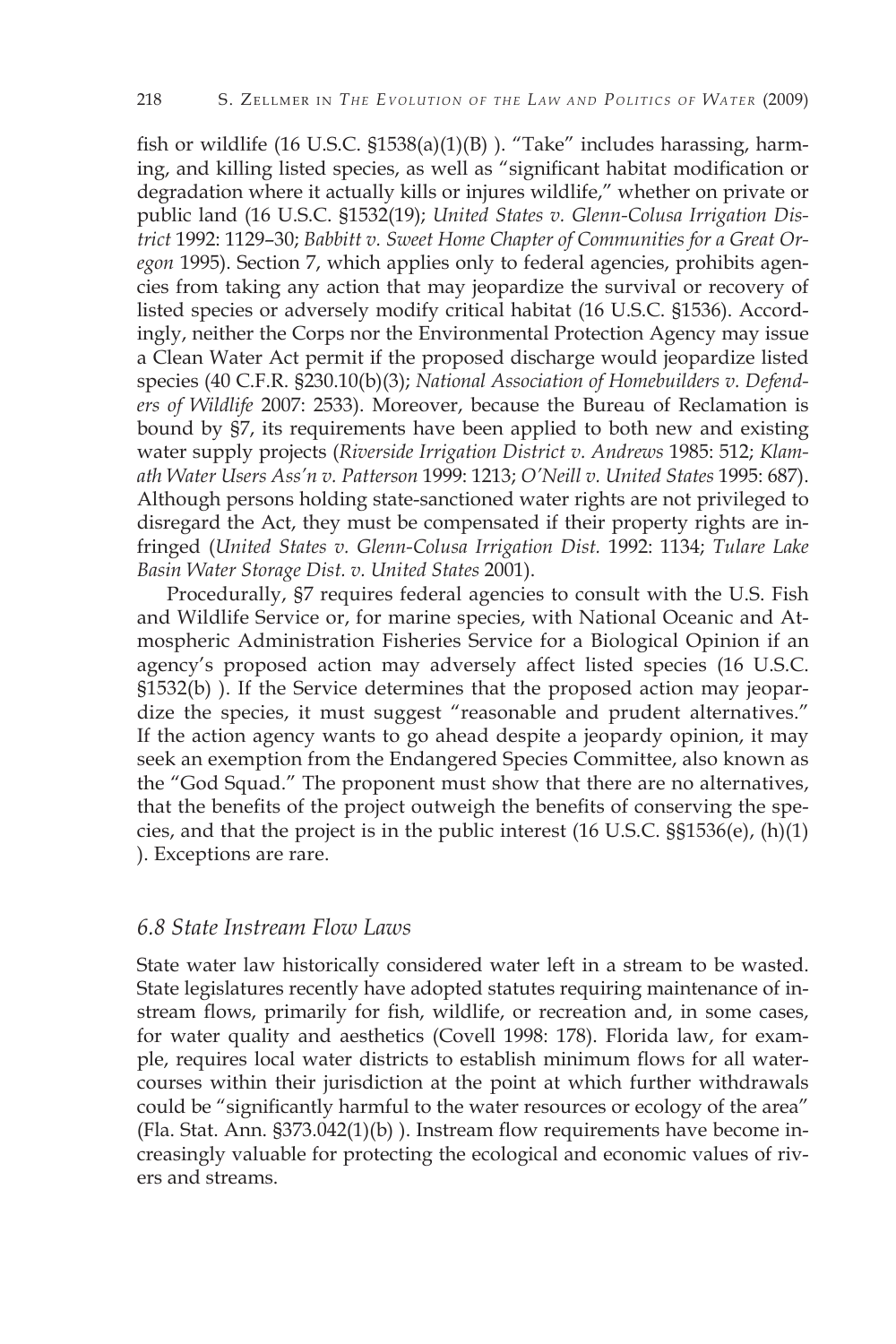fish or wildlife (16 U.S.C. §1538(a)(1)(B) ). "Take" includes harassing, harming, and killing listed species, as well as "significant habitat modification or degradation where it actually kills or injures wildlife," whether on private or public land (16 U.S.C. §1532(19); *United States v. Glenn-Colusa Irrigation District* 1992: 1129–30; *Babbitt v. Sweet Home Chapter of Communities for a Great Oregon* 1995). Section 7, which applies only to federal agencies, prohibits agencies from taking any action that may jeopardize the survival or recovery of listed species or adversely modify critical habitat (16 U.S.C. §1536). Accordingly, neither the Corps nor the Environmental Protection Agency may issue a Clean Water Act permit if the proposed discharge would jeopardize listed species (40 C.F.R. §230.10(b)(3); *National Association of Homebuilders v. Defenders of Wildlife* 2007: 2533). Moreover, because the Bureau of Reclamation is bound by §7, its requirements have been applied to both new and existing water supply projects (*Riverside Irrigation District v. Andrews* 1985: 512; *Klamath Water Users Ass'n v. Patterson* 1999: 1213; *O'Neill v. United States* 1995: 687). Although persons holding state-sanctioned water rights are not privileged to disregard the Act, they must be compensated if their property rights are infringed (*United States v. Glenn-Colusa Irrigation Dist.* 1992: 1134; *Tulare Lake Basin Water Storage Dist. v. United States* 2001).

Procedurally, §7 requires federal agencies to consult with the U.S. Fish and Wildlife Service or, for marine species, with National Oceanic and Atmospheric Administration Fisheries Service for a Biological Opinion if an agency's proposed action may adversely affect listed species (16 U.S.C. §1532(b) ). If the Service determines that the proposed action may jeopardize the species, it must suggest "reasonable and prudent alternatives." If the action agency wants to go ahead despite a jeopardy opinion, it may seek an exemption from the Endangered Species Committee, also known as the "God Squad." The proponent must show that there are no alternatives, that the benefits of the project outweigh the benefits of conserving the species, and that the project is in the public interest (16 U.S.C. §§1536(e), (h)(1) ). Exceptions are rare.

### *6.8 State Instream Flow Laws*

State water law historically considered water left in a stream to be wasted. State legislatures recently have adopted statutes requiring maintenance of instream flows, primarily for fish, wildlife, or recreation and, in some cases, for water quality and aesthetics (Covell 1998: 178). Florida law, for example, requires local water districts to establish minimum flows for all watercourses within their jurisdiction at the point at which further withdrawals could be "significantly harmful to the water resources or ecology of the area" (Fla. Stat. Ann. §373.042(1)(b) ). Instream flow requirements have become increasingly valuable for protecting the ecological and economic values of rivers and streams.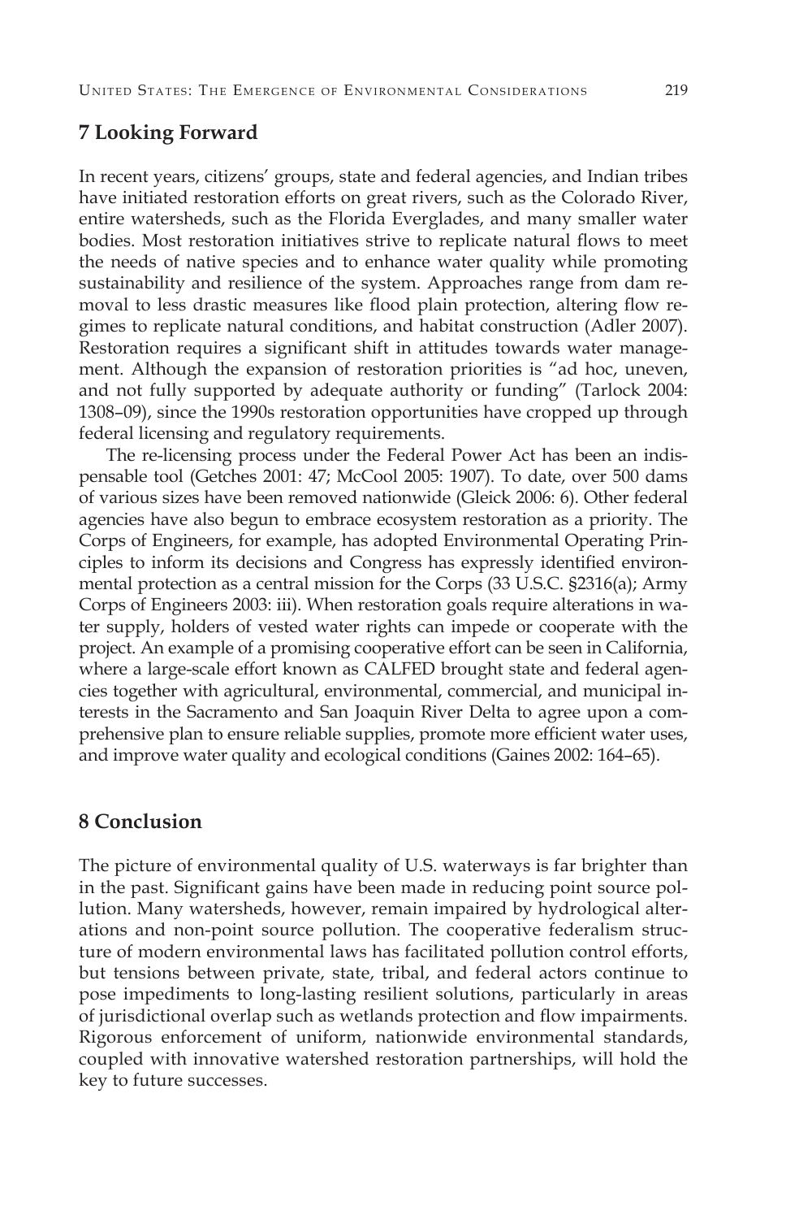## 7 Looking Forward

In recent years, citizens' groups, state and federal agencies, and Indian tribes have initiated restoration efforts on great rivers, such as the Colorado River, entire watersheds, such as the Florida Everglades, and many smaller water bodies. Most restoration initiatives strive to replicate natural flows to meet the needs of native species and to enhance water quality while promoting sustainability and resilience of the system. Approaches range from dam removal to less drastic measures like flood plain protection, altering flow regimes to replicate natural conditions, and habitat construction (Adler 2007). Restoration requires a significant shift in attitudes towards water management. Although the expansion of restoration priorities is "ad hoc, uneven, and not fully supported by adequate authority or funding" (Tarlock 2004: 1308–09), since the 1990s restoration opportunities have cropped up through federal licensing and regulatory requirements.

The re-licensing process under the Federal Power Act has been an indispensable tool (Getches 2001: 47; McCool 2005: 1907). To date, over 500 dams of various sizes have been removed nationwide (Gleick 2006: 6). Other federal agencies have also begun to embrace ecosystem restoration as a priority. The Corps of Engineers, for example, has adopted Environmental Operating Principles to inform its decisions and Congress has expressly identified environmental protection as a central mission for the Corps (33 U.S.C. §2316(a); Army Corps of Engineers 2003: iii). When restoration goals require alterations in water supply, holders of vested water rights can impede or cooperate with the project. An example of a promising cooperative effort can be seen in California, where a large-scale effort known as CALFED brought state and federal agencies together with agricultural, environmental, commercial, and municipal interests in the Sacramento and San Joaquin River Delta to agree upon a comprehensive plan to ensure reliable supplies, promote more efficient water uses, and improve water quality and ecological conditions (Gaines 2002: 164–65).

## 8 Conclusion

The picture of environmental quality of U.S. waterways is far brighter than in the past. Significant gains have been made in reducing point source pollution. Many watersheds, however, remain impaired by hydrological alterations and non-point source pollution. The cooperative federalism structure of modern environmental laws has facilitated pollution control efforts, but tensions between private, state, tribal, and federal actors continue to pose impediments to long-lasting resilient solutions, particularly in areas of jurisdictional overlap such as wetlands protection and flow impairments. Rigorous enforcement of uniform, nationwide environmental standards, coupled with innovative watershed restoration partnerships, will hold the key to future successes.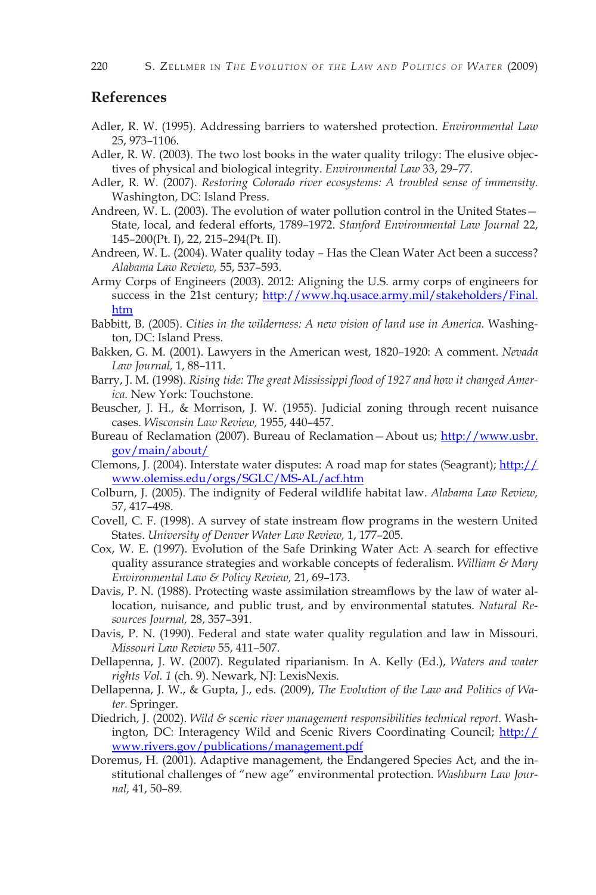## References

Adler, R. W. (1995). Addressing barriers to watershed protection. *Environmental Law* 25, 973–1106.

Adler, R. W. (2003). The two lost books in the water quality trilogy: The elusive objectives of physical and biological integrity. *Environmental Law* 33, 29–77.

Adler, R. W. (2007). *Restoring Colorado river ecosystems: A troubled sense of immensity.* Washington, DC: Island Press.

Andreen, W. L. (2003). The evolution of water pollution control in the United States—State, local, and federal efforts, 1789–1972. *Stanford Environmental Law Journal* 22, 145–200(Pt. I), 22, 215–294(Pt. II).

Andreen, W. L. (2004). Water quality today – Has the Clean Water Act been a success? *Alabama Law Review,* 55, 537–593.

Army Corps of Engineers (2003). 2012: Aligning the U.S. army corps of engineers for success in the 21st century; http://www.hq.usace.army.mil/stakeholders/Final.htm

Babbitt, B. (2005). *Cities in the wilderness: A new vision of land use in America.* Washington, DC: Island Press.

Bakken, G. M. (2001). Lawyers in the American west, 1820–1920: A comment. *Nevada Law Journal,* 1, 88–111.

Barry, J. M. (1998). *Rising tide: The great Mississippi flood of 1927 and how it changed America.* New York: Touchstone.

Beuscher, J. H., & Morrison, J. W. (1955). Judicial zoning through recent nuisance cases. *Wisconsin Law Review,* 1955, 440–457.

Bureau of Reclamation (2007). Bureau of Reclamation—About us; http://www.usbr.gov/main/about/

Clemons, J. (2004). Interstate water disputes: A road map for states (Seagrant); http://www.olemiss.edu/orgs/SGLC/MS-AL/acf.htm

Colburn, J. (2005). The indignity of Federal wildlife habitat law. *Alabama Law Review,* 57, 417–498.

Covell, C. F. (1998). A survey of state instream flow programs in the western United States. *University of Denver Water Law Review,* 1, 177–205.

Cox, W. E. (1997). Evolution of the Safe Drinking Water Act: A search for effective quality assurance strategies and workable concepts of federalism. *William & Mary Environmental Law & Policy Review,* 21, 69–173.

Davis, P. N. (1988). Protecting waste assimilation streamflows by the law of water allocation, nuisance, and public trust, and by environmental statutes. *Natural Resources Journal,* 28, 357–391.

Davis, P. N. (1990). Federal and state water quality regulation and law in Missouri. *Missouri Law Review* 55, 411–507.

Dellapenna, J. W. (2007). Regulated riparianism. In A. Kelly (Ed.), *Waters and water rights Vol. 1* (ch. 9). Newark, NJ: LexisNexis.

Dellapenna, J. W., & Gupta, J., eds. (2009), *The Evolution of the Law and Politics of Water.* Springer.

Diedrich, J. (2002). *Wild & scenic river management responsibilities technical report.* Washington, DC: Interagency Wild and Scenic Rivers Coordinating Council; http://www.rivers.gov/publications/management.pdf

Doremus, H. (2001). Adaptive management, the Endangered Species Act, and the institutional challenges of "new age" environmental protection. *Washburn Law Journal,* 41, 50–89.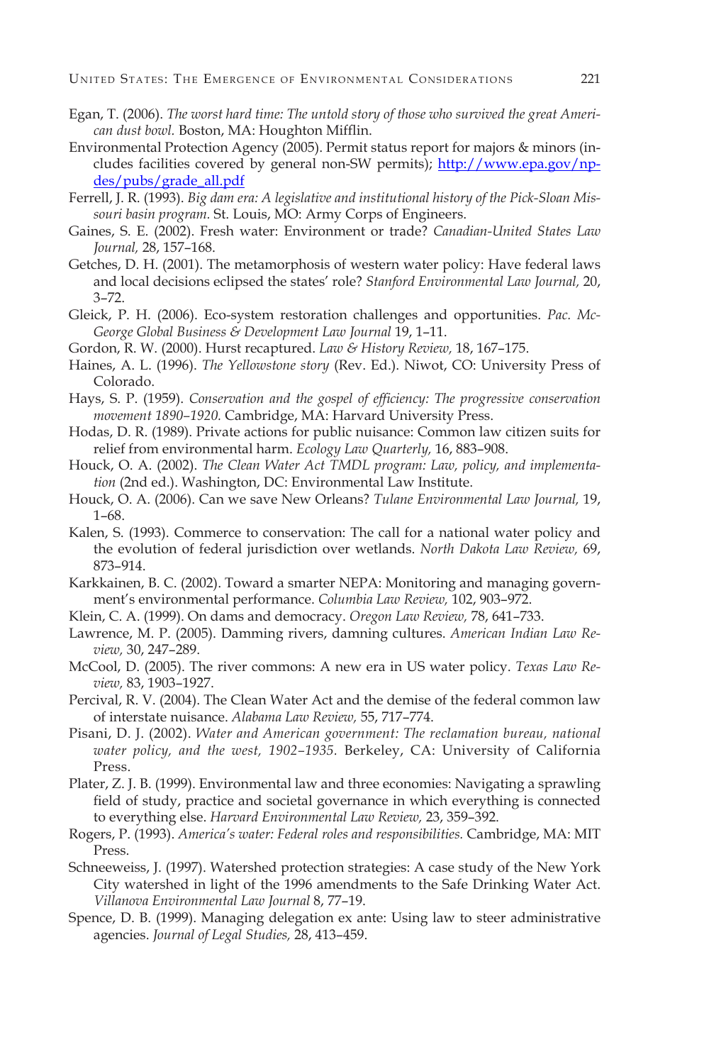Egan, T. (2006). *The worst hard time: The untold story of those who survived the great American dust bowl.* Boston, MA: Houghton Mifflin.

Environmental Protection Agency (2005). Permit status report for majors & minors (includes facilities covered by general non-SW permits); http://www.epa.gov/npdes/pubs/grade_all.pdf

Ferrell, J. R. (1993). *Big dam era: A legislative and institutional history of the Pick-Sloan Missouri basin program.* St. Louis, MO: Army Corps of Engineers.

Gaines, S. E. (2002). Fresh water: Environment or trade? *Canadian-United States Law Journal,* 28, 157–168.

Getches, D. H. (2001). The metamorphosis of western water policy: Have federal laws and local decisions eclipsed the states' role? *Stanford Environmental Law Journal,* 20, 3–72.

Gleick, P. H. (2006). Eco-system restoration challenges and opportunities. *Pac. McGeorge Global Business & Development Law Journal* 19, 1–11.

Gordon, R. W. (2000). Hurst recaptured. *Law & History Review,* 18, 167–175.

Haines, A. L. (1996). *The Yellowstone story* (Rev. Ed.). Niwot, CO: University Press of Colorado.

Hays, S. P. (1959). *Conservation and the gospel of efficiency: The progressive conservation movement 1890–1920.* Cambridge, MA: Harvard University Press.

Hodas, D. R. (1989). Private actions for public nuisance: Common law citizen suits for relief from environmental harm. *Ecology Law Quarterly,* 16, 883–908.

Houck, O. A. (2002). *The Clean Water Act TMDL program: Law, policy, and implementation* (2nd ed.). Washington, DC: Environmental Law Institute.

Houck, O. A. (2006). Can we save New Orleans? *Tulane Environmental Law Journal,* 19, 1–68.

Kalen, S. (1993). Commerce to conservation: The call for a national water policy and the evolution of federal jurisdiction over wetlands. *North Dakota Law Review,* 69, 873–914.

Karkkainen, B. C. (2002). Toward a smarter NEPA: Monitoring and managing government's environmental performance. *Columbia Law Review,* 102, 903–972.

Klein, C. A. (1999). On dams and democracy. *Oregon Law Review,* 78, 641–733.

Lawrence, M. P. (2005). Damming rivers, damning cultures. *American Indian Law Review,* 30, 247–289.

McCool, D. (2005). The river commons: A new era in US water policy. *Texas Law Review,* 83, 1903–1927.

Percival, R. V. (2004). The Clean Water Act and the demise of the federal common law of interstate nuisance. *Alabama Law Review,* 55, 717–774.

Pisani, D. J. (2002). *Water and American government: The reclamation bureau, national water policy, and the west, 1902–1935.* Berkeley, CA: University of California Press.

Plater, Z. J. B. (1999). Environmental law and three economies: Navigating a sprawling field of study, practice and societal governance in which everything is connected to everything else. *Harvard Environmental Law Review,* 23, 359–392.

Rogers, P. (1993). *America's water: Federal roles and responsibilities.* Cambridge, MA: MIT Press.

Schneeweiss, J. (1997). Watershed protection strategies: A case study of the New York City watershed in light of the 1996 amendments to the Safe Drinking Water Act. *Villanova Environmental Law Journal* 8, 77–19.

Spence, D. B. (1999). Managing delegation ex ante: Using law to steer administrative agencies. *Journal of Legal Studies,* 28, 413–459.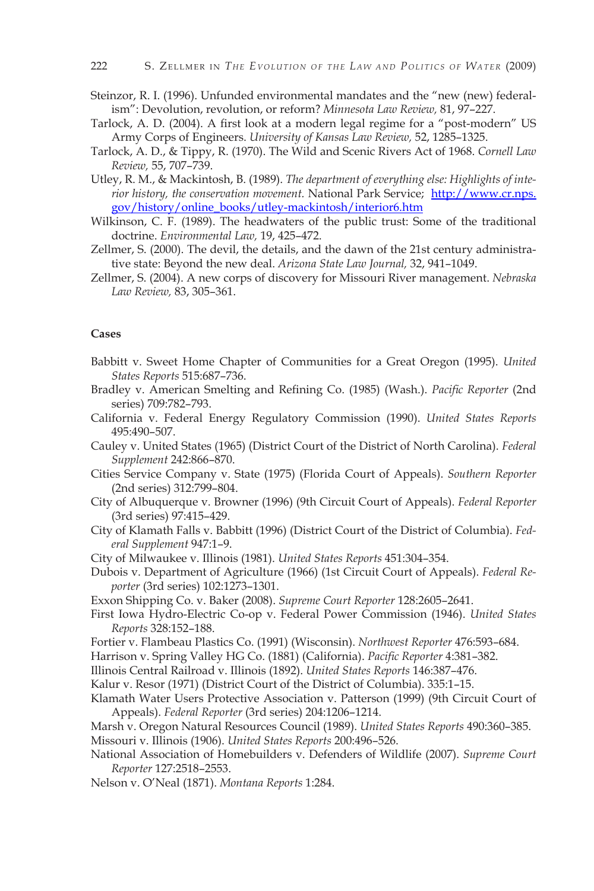Steinzor, R. I. (1996). Unfunded environmental mandates and the "new (new) federalism": Devolution, revolution, or reform? *Minnesota Law Review,* 81, 97–227.

Tarlock, A. D. (2004). A first look at a modern legal regime for a "post-modern" US Army Corps of Engineers. *University of Kansas Law Review,* 52, 1285–1325.

Tarlock, A. D., & Tippy, R. (1970). The Wild and Scenic Rivers Act of 1968. *Cornell Law Review,* 55, 707–739.

Utley, R. M., & Mackintosh, B. (1989). *The department of everything else: Highlights of interior history, the conservation movement.* National Park Service; http://www.cr.nps.gov/history/online_books/utley-mackintosh/interior6.htm

Wilkinson, C. F. (1989). The headwaters of the public trust: Some of the traditional doctrine. *Environmental Law,* 19, 425–472.

Zellmer, S. (2000). The devil, the details, and the dawn of the 21st century administrative state: Beyond the new deal. *Arizona State Law Journal,* 32, 941–1049.

Zellmer, S. (2004). A new corps of discovery for Missouri River management. *Nebraska Law Review,* 83, 305–361.

**Cases**

Babbitt v. Sweet Home Chapter of Communities for a Great Oregon (1995). *United States Reports* 515:687–736.

Bradley v. American Smelting and Refining Co. (1985) (Wash.). *Pacific Reporter* (2nd series) 709:782–793.

California v. Federal Energy Regulatory Commission (1990). *United States Reports* 495:490–507.

Cauley v. United States (1965) (District Court of the District of North Carolina). *Federal Supplement* 242:866–870.

Cities Service Company v. State (1975) (Florida Court of Appeals). *Southern Reporter* (2nd series) 312:799–804.

City of Albuquerque v. Browner (1996) (9th Circuit Court of Appeals). *Federal Reporter* (3rd series) 97:415–429.

City of Klamath Falls v. Babbitt (1996) (District Court of the District of Columbia). *Federal Supplement* 947:1–9.

City of Milwaukee v. Illinois (1981). *United States Reports* 451:304–354.

Dubois v. Department of Agriculture (1966) (1st Circuit Court of Appeals). *Federal Reporter* (3rd series) 102:1273–1301.

Exxon Shipping Co. v. Baker (2008). *Supreme Court Reporter* 128:2605–2641.

First Iowa Hydro-Electric Co-op v. Federal Power Commission (1946). *United States Reports* 328:152–188.

Fortier v. Flambeau Plastics Co. (1991) (Wisconsin). *Northwest Reporter* 476:593–684.

Harrison v. Spring Valley HG Co. (1881) (California). *Pacific Reporter* 4:381–382.

Illinois Central Railroad v. Illinois (1892). *United States Reports* 146:387–476.

Kalur v. Resor (1971) (District Court of the District of Columbia). 335:1–15.

Klamath Water Users Protective Association v. Patterson (1999) (9th Circuit Court of Appeals). *Federal Reporter* (3rd series) 204:1206–1214.

Marsh v. Oregon Natural Resources Council (1989). *United States Reports* 490:360–385.

Missouri v. Illinois (1906). *United States Reports* 200:496–526.

National Association of Homebuilders v. Defenders of Wildlife (2007). *Supreme Court Reporter* 127:2518–2553.

Nelson v. O'Neal (1871). *Montana Reports* 1:284.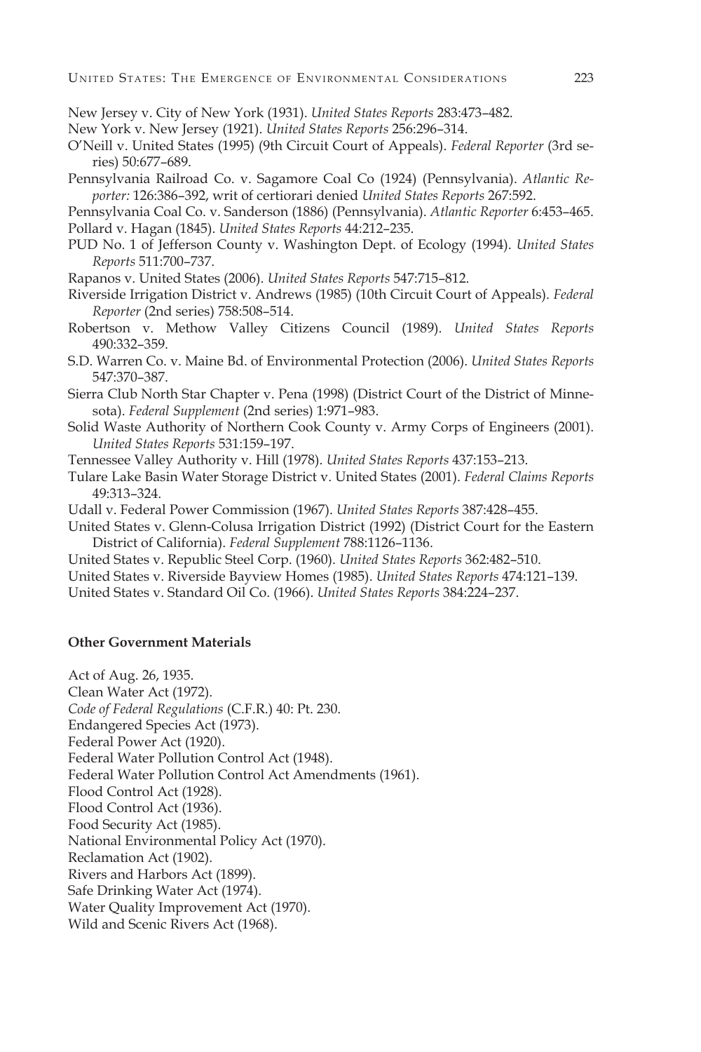New Jersey v. City of New York (1931). *United States Reports* 283:473–482.

New York v. New Jersey (1921). *United States Reports* 256:296–314.

O'Neill v. United States (1995) (9th Circuit Court of Appeals). *Federal Reporter* (3rd series) 50:677–689.

Pennsylvania Railroad Co. v. Sagamore Coal Co (1924) (Pennsylvania). *Atlantic Reporter:* 126:386–392, writ of certiorari denied *United States Reports* 267:592.

Pennsylvania Coal Co. v. Sanderson (1886) (Pennsylvania). *Atlantic Reporter* 6:453–465.

Pollard v. Hagan (1845). *United States Reports* 44:212–235.

PUD No. 1 of Jefferson County v. Washington Dept. of Ecology (1994). *United States Reports* 511:700–737.

Rapanos v. United States (2006). *United States Reports* 547:715–812.

Riverside Irrigation District v. Andrews (1985) (10th Circuit Court of Appeals). *Federal Reporter* (2nd series) 758:508–514.

Robertson v. Methow Valley Citizens Council (1989). *United States Reports* 490:332–359.

S.D. Warren Co. v. Maine Bd. of Environmental Protection (2006). *United States Reports* 547:370–387.

Sierra Club North Star Chapter v. Pena (1998) (District Court of the District of Minnesota). *Federal Supplement* (2nd series) 1:971–983.

Solid Waste Authority of Northern Cook County v. Army Corps of Engineers (2001). *United States Reports* 531:159–197.

Tennessee Valley Authority v. Hill (1978). *United States Reports* 437:153–213.

Tulare Lake Basin Water Storage District v. United States (2001). *Federal Claims Reports* 49:313–324.

Udall v. Federal Power Commission (1967). *United States Reports* 387:428–455.

United States v. Glenn-Colusa Irrigation District (1992) (District Court for the Eastern District of California). *Federal Supplement* 788:1126–1136.

United States v. Republic Steel Corp. (1960). *United States Reports* 362:482–510.

United States v. Riverside Bayview Homes (1985). *United States Reports* 474:121–139.

United States v. Standard Oil Co. (1966). *United States Reports* 384:224–237.

**Other Government Materials**

Act of Aug. 26, 1935.

Clean Water Act (1972).

*Code of Federal Regulations* (C.F.R.) 40: Pt. 230.

Endangered Species Act (1973).

Federal Power Act (1920).

Federal Water Pollution Control Act (1948).

Federal Water Pollution Control Act Amendments (1961).

Flood Control Act (1928).

Flood Control Act (1936).

Food Security Act (1985).

National Environmental Policy Act (1970).

Reclamation Act (1902).

Rivers and Harbors Act (1899).

Safe Drinking Water Act (1974).

Water Quality Improvement Act (1970).

Wild and Scenic Rivers Act (1968).